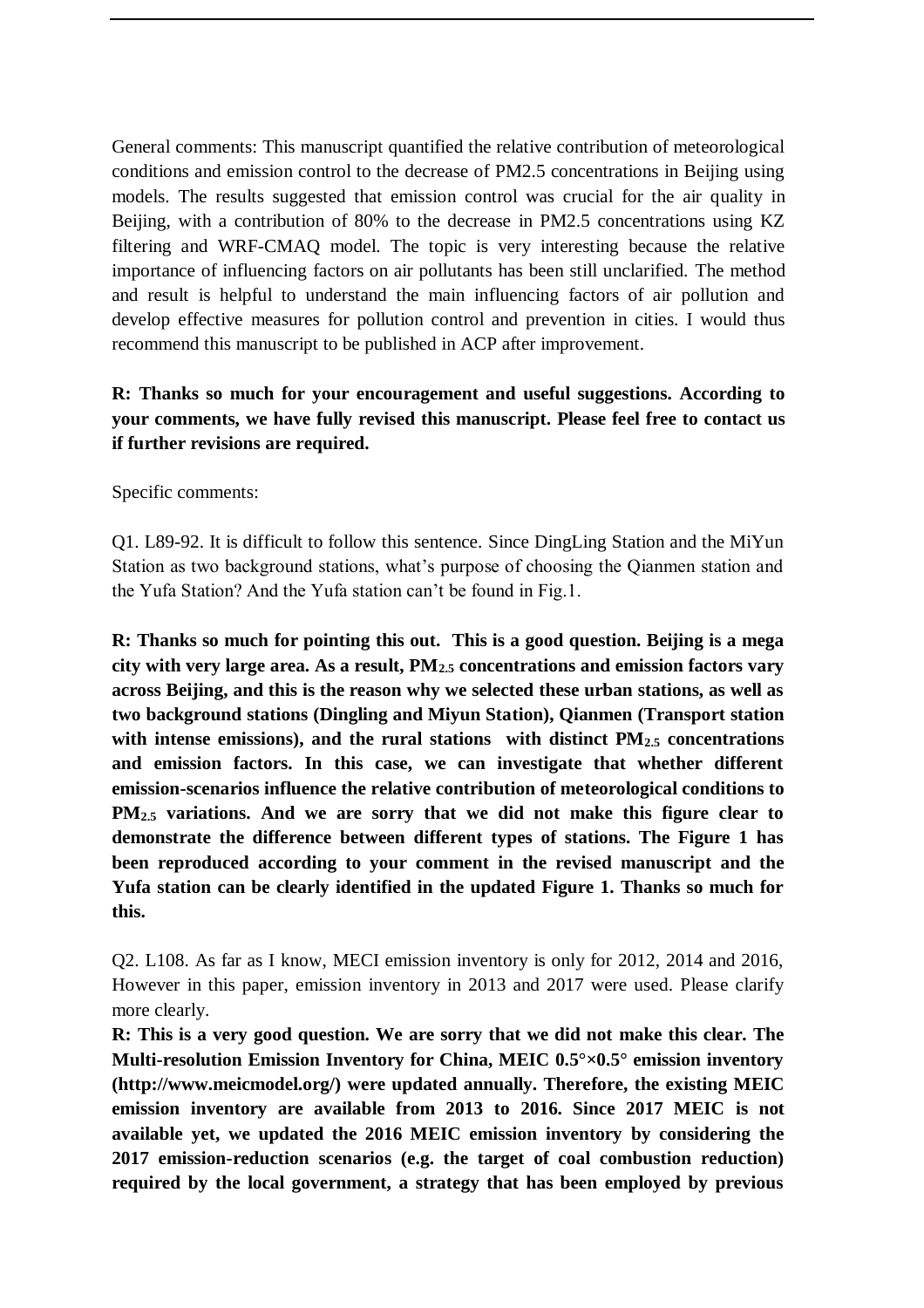General comments: This manuscript quantified the relative contribution of meteorological conditions and emission control to the decrease of PM2.5 concentrations in Beijing using models. The results suggested that emission control was crucial for the air quality in Beijing, with a contribution of 80% to the decrease in PM2.5 concentrations using KZ filtering and WRF-CMAQ model. The topic is very interesting because the relative importance of influencing factors on air pollutants has been still unclarified. The method and result is helpful to understand the main influencing factors of air pollution and develop effective measures for pollution control and prevention in cities. I would thus recommend this manuscript to be published in ACP after improvement.

**R: Thanks so much for your encouragement and useful suggestions. According to your comments, we have fully revised this manuscript. Please feel free to contact us if further revisions are required.**

Specific comments:

Q1. L89-92. It is difficult to follow this sentence. Since DingLing Station and the MiYun Station as two background stations, what's purpose of choosing the Qianmen station and the Yufa Station? And the Yufa station can't be found in Fig.1.

**R: Thanks so much for pointing this out. This is a good question. Beijing is a mega city with very large area. As a result, $PM_{2.5}$ concentrations and emission factors vary across Beijing, and this is the reason why we selected these urban stations, as well as two background stations (Dingling and Miyun Station), Qianmen (Transport station with intense emissions), and the rural stations with distinct $PM_{2.5}$ concentrations and emission factors. In this case, we can investigate that whether different emission-scenarios influence the relative contribution of meteorological conditions to $PM_{2.5}$ variations. And we are sorry that we did not make this figure clear to demonstrate the difference between different types of stations. The Figure 1 has been reproduced according to your comment in the revised manuscript and the Yufa station can be clearly identified in the updated Figure 1. Thanks so much for this.**

Q2. L108. As far as I know, MECI emission inventory is only for 2012, 2014 and 2016, However in this paper, emission inventory in 2013 and 2017 were used. Please clarify more clearly.

**R: This is a very good question. We are sorry that we did not make this clear. The Multi-resolution Emission Inventory for China, MEIC 0.5°×0.5° emission inventory (http://www.meicmodel.org/) were updated annually. Therefore, the existing MEIC emission inventory are available from 2013 to 2016. Since 2017 MEIC is not available yet, we updated the 2016 MEIC emission inventory by considering the 2017 emission-reduction scenarios (e.g. the target of coal combustion reduction) required by the local government, a strategy that has been employed by previous**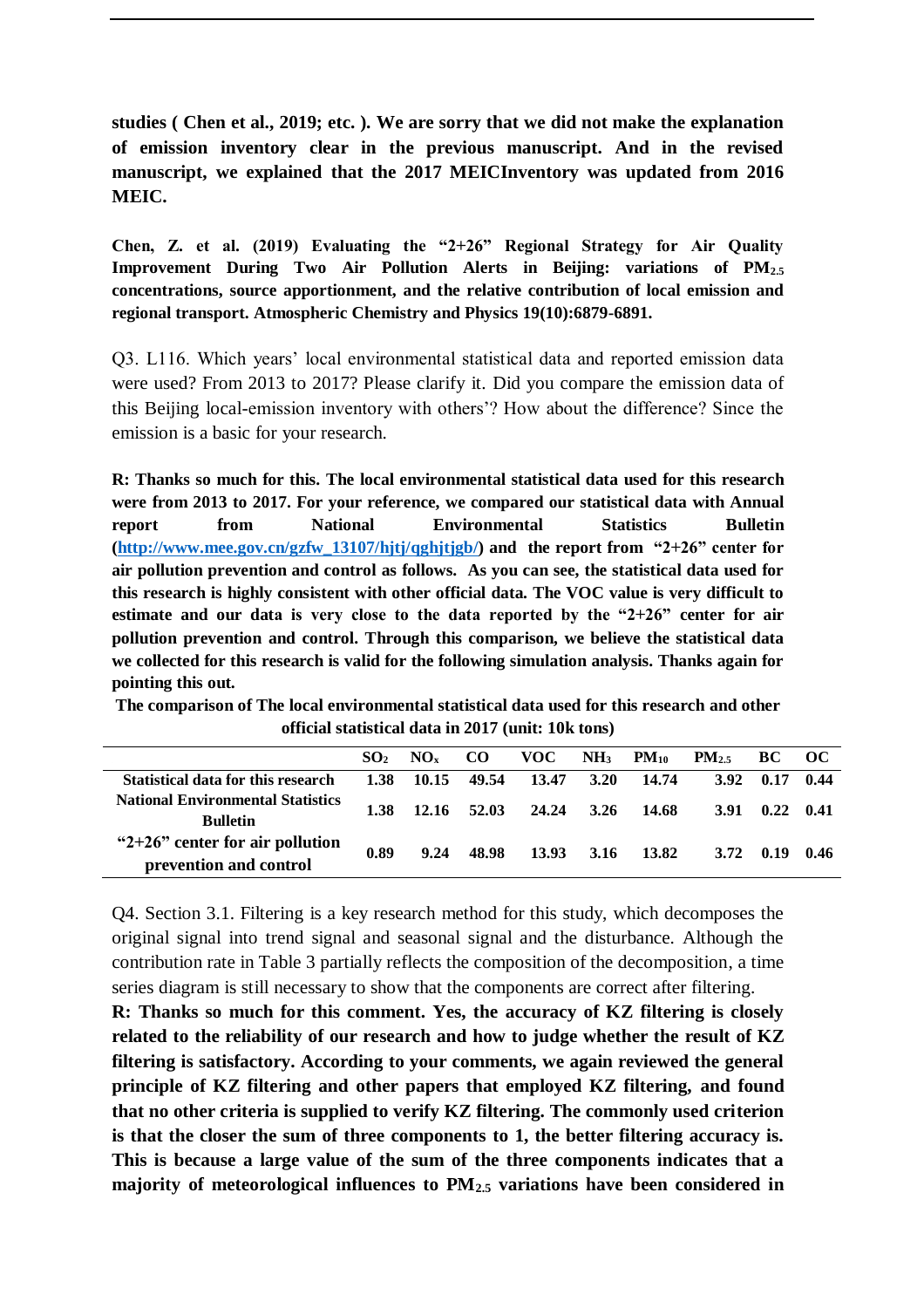**studies ( Chen et al., 2019; etc. ). We are sorry that we did not make the explanation of emission inventory clear in the previous manuscript. And in the revised manuscript, we explained that the 2017 MEICInventory was updated from 2016 MEIC.**

**Chen, Z. et al. (2019) Evaluating the "2+26" Regional Strategy for Air Quality Improvement During Two Air Pollution Alerts in Beijing: variations of $PM_{2.5}$ concentrations, source apportionment, and the relative contribution of local emission and regional transport. Atmospheric Chemistry and Physics 19(10):6879-6891.**

Q3. L116. Which years' local environmental statistical data and reported emission data were used? From 2013 to 2017? Please clarify it. Did you compare the emission data of this Beijing local-emission inventory with others'? How about the difference? Since the emission is a basic for your research.

**R: Thanks so much for this. The local environmental statistical data used for this research were from 2013 to 2017. For your reference, we compared our statistical data with Annual report from National Environmental Statistics Bulletin ([http://www.mee.gov.cn/gzfw_13107/hjtj/qghjtjgb/](http://www.mee.gov.cn/gzfw_13107/hjtj/qghjtjgb/)) and the report from "2+26" center for air pollution prevention and control as follows. As you can see, the statistical data used for this research is highly consistent with other official data. The VOC value is very difficult to estimate and our data is very close to the data reported by the "2+26" center for air pollution prevention and control. Through this comparison, we believe the statistical data we collected for this research is valid for the following simulation analysis. Thanks again for pointing this out.**

**The comparison of The local environmental statistical data used for this research and other official statistical data in 2017 (unit: 10k tons)**

| | $SO_2$ | $NO_x$ | CO | VOC | $NH_3$ | $PM_{10}$ | $PM_{2.5}$ | BC | OC |
|---|---|---|---|---|---|---|---|---|---|
| **Statistical data for this research** | 1.38 | 10.15 | 49.54 | 13.47 | 3.20 | 14.74 | 3.92 | 0.17 | 0.44 |
| **National Environmental Statistics Bulletin** | 1.38 | 12.16 | 52.03 | 24.24 | 3.26 | 14.68 | 3.91 | 0.22 | 0.41 |
| **"2+26" center for air pollution prevention and control** | 0.89 | 9.24 | 48.98 | 13.93 | 3.16 | 13.82 | 3.72 | 0.19 | 0.46 |

Q4. Section 3.1. Filtering is a key research method for this study, which decomposes the original signal into trend signal and seasonal signal and the disturbance. Although the contribution rate in Table 3 partially reflects the composition of the decomposition, a time series diagram is still necessary to show that the components are correct after filtering.

**R: Thanks so much for this comment. Yes, the accuracy of KZ filtering is closely related to the reliability of our research and how to judge whether the result of KZ filtering is satisfactory. According to your comments, we again reviewed the general principle of KZ filtering and other papers that employed KZ filtering, and found that no other criteria is supplied to verify KZ filtering. The commonly used criterion is that the closer the sum of three components to 1, the better filtering accuracy is. This is because a large value of the sum of the three components indicates that a majority of meteorological influences to $PM_{2.5}$ variations have been considered in**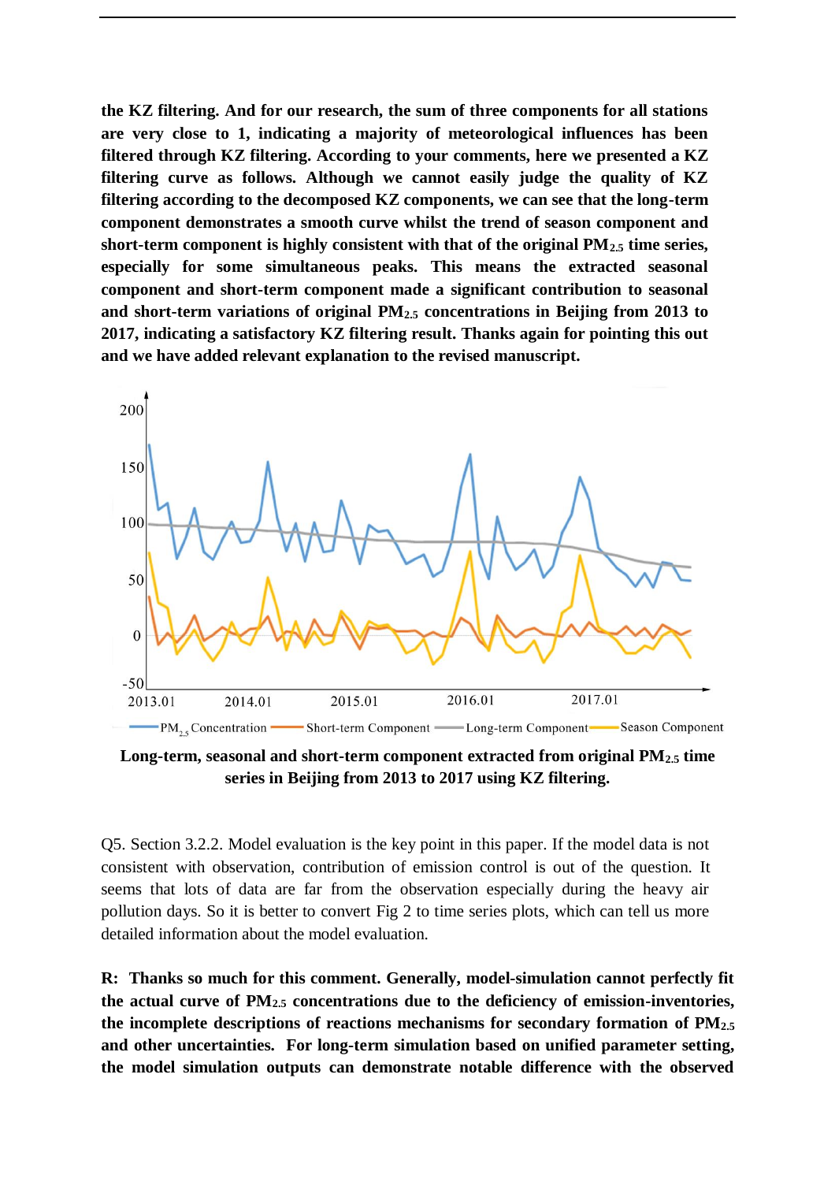**the KZ filtering. And for our research, the sum of three components for all stations are very close to 1, indicating a majority of meteorological influences has been filtered through KZ filtering. According to your comments, here we presented a KZ filtering curve as follows. Although we cannot easily judge the quality of KZ filtering according to the decomposed KZ components, we can see that the long-term component demonstrates a smooth curve whilst the trend of season component and short-term component is highly consistent with that of the original $PM_{2.5}$ time series, especially for some simultaneous peaks. This means the extracted seasonal component and short-term component made a significant contribution to seasonal and short-term variations of original $PM_{2.5}$ concentrations in Beijing from 2013 to 2017, indicating a satisfactory KZ filtering result. Thanks again for pointing this out and we have added relevant explanation to the revised manuscript.**

**Long-term, seasonal and short-term component extracted from original $PM_{2.5}$ time series in Beijing from 2013 to 2017 using KZ filtering.**

Q5. Section 3.2.2. Model evaluation is the key point in this paper. If the model data is not consistent with observation, contribution of emission control is out of the question. It seems that lots of data are far from the observation especially during the heavy air pollution days. So it is better to convert Fig 2 to time series plots, which can tell us more detailed information about the model evaluation.

**R: Thanks so much for this comment. Generally, model-simulation cannot perfectly fit the actual curve of $PM_{2.5}$ concentrations due to the deficiency of emission-inventories, the incomplete descriptions of reactions mechanisms for secondary formation of $PM_{2.5}$ and other uncertainties. For long-term simulation based on unified parameter setting, the model simulation outputs can demonstrate notable difference with the observed**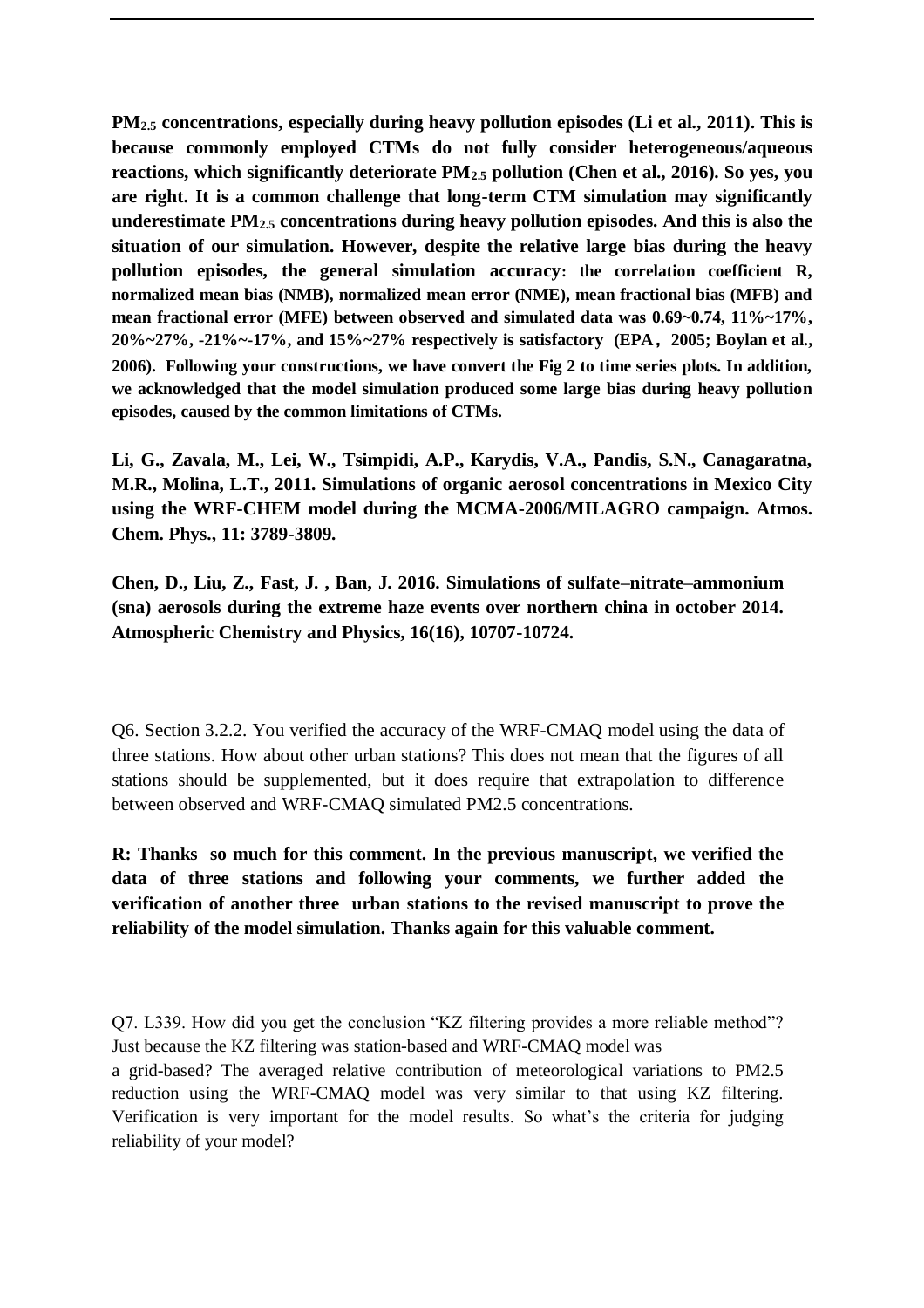**$PM_{2.5}$ concentrations, especially during heavy pollution episodes (Li et al., 2011). This is because commonly employed CTMs do not fully consider heterogeneous/aqueous reactions, which significantly deteriorate $PM_{2.5}$ pollution (Chen et al., 2016). So yes, you are right. It is a common challenge that long-term CTM simulation may significantly underestimate $PM_{2.5}$ concentrations during heavy pollution episodes. And this is also the situation of our simulation. However, despite the relative large bias during the heavy pollution episodes, the general simulation accuracy: the correlation coefficient R, normalized mean bias (NMB), normalized mean error (NME), mean fractional bias (MFB) and mean fractional error (MFE) between observed and simulated data was 0.69~0.74, 11%~17%, 20%~27%, -21%~-17%, and 15%~27% respectively is satisfactory (EPA, 2005; Boylan et al., 2006). Following your constructions, we have convert the Fig 2 to time series plots. In addition, we acknowledged that the model simulation produced some large bias during heavy pollution episodes, caused by the common limitations of CTMs.**

**Li, G., Zavala, M., Lei, W., Tsimpidi, A.P., Karydis, V.A., Pandis, S.N., Canagaratna, M.R., Molina, L.T., 2011. Simulations of organic aerosol concentrations in Mexico City using the WRF-CHEM model during the MCMA-2006/MILAGRO campaign. Atmos. Chem. Phys., 11: 3789-3809.**

**Chen, D., Liu, Z., Fast, J. , Ban, J. 2016. Simulations of sulfate–nitrate–ammonium (sna) aerosols during the extreme haze events over northern china in october 2014. Atmospheric Chemistry and Physics, 16(16), 10707-10724.**

Q6. Section 3.2.2. You verified the accuracy of the WRF-CMAQ model using the data of three stations. How about other urban stations? This does not mean that the figures of all stations should be supplemented, but it does require that extrapolation to difference between observed and WRF-CMAQ simulated PM2.5 concentrations.

**R: Thanks so much for this comment. In the previous manuscript, we verified the data of three stations and following your comments, we further added the verification of another three urban stations to the revised manuscript to prove the reliability of the model simulation. Thanks again for this valuable comment.**

Q7. L339. How did you get the conclusion "KZ filtering provides a more reliable method"? Just because the KZ filtering was station-based and WRF-CMAQ model was a grid-based? The averaged relative contribution of meteorological variations to PM2.5 reduction using the WRF-CMAQ model was very similar to that using KZ filtering. Verification is very important for the model results. So what's the criteria for judging reliability of your model?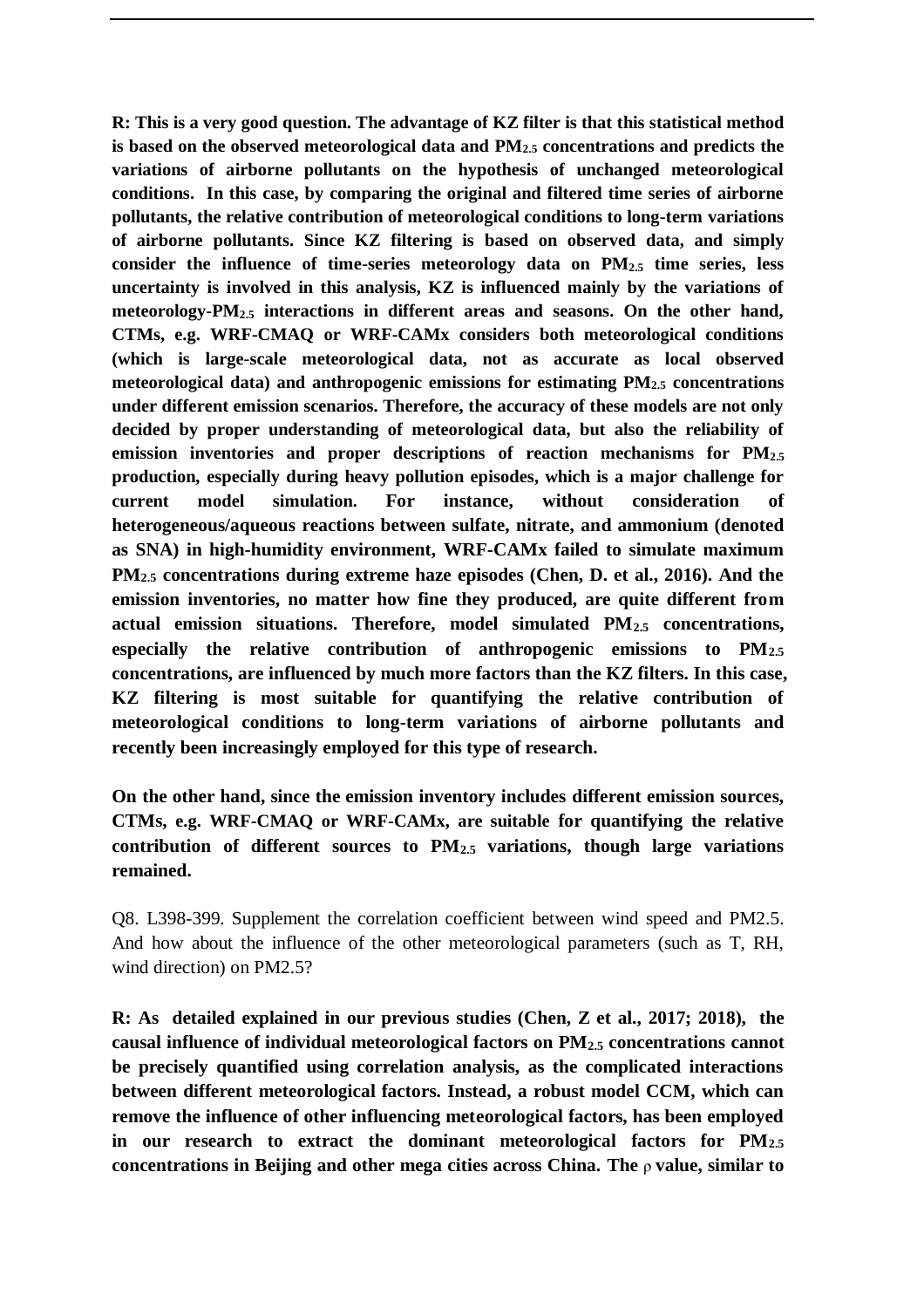**R: This is a very good question. The advantage of KZ filter is that this statistical method is based on the observed meteorological data and $PM_{2.5}$ concentrations and predicts the variations of airborne pollutants on the hypothesis of unchanged meteorological conditions. In this case, by comparing the original and filtered time series of airborne pollutants, the relative contribution of meteorological conditions to long-term variations of airborne pollutants. Since KZ filtering is based on observed data, and simply consider the influence of time-series meteorology data on $PM_{2.5}$ time series, less uncertainty is involved in this analysis, KZ is influenced mainly by the variations of meteorology-$PM_{2.5}$ interactions in different areas and seasons. On the other hand, CTMs, e.g. WRF-CMAQ or WRF-CAMx considers both meteorological conditions (which is large-scale meteorological data, not as accurate as local observed meteorological data) and anthropogenic emissions for estimating $PM_{2.5}$ concentrations under different emission scenarios. Therefore, the accuracy of these models are not only decided by proper understanding of meteorological data, but also the reliability of emission inventories and proper descriptions of reaction mechanisms for $PM_{2.5}$ production, especially during heavy pollution episodes, which is a major challenge for current model simulation. For instance, without consideration of heterogeneous/aqueous reactions between sulfate, nitrate, and ammonium (denoted as SNA) in high-humidity environment, WRF-CAMx failed to simulate maximum $PM_{2.5}$ concentrations during extreme haze episodes (Chen, D. et al., 2016). And the emission inventories, no matter how fine they produced, are quite different from actual emission situations. Therefore, model simulated $PM_{2.5}$ concentrations, especially the relative contribution of anthropogenic emissions to $PM_{2.5}$ concentrations, are influenced by much more factors than the KZ filters. In this case, KZ filtering is most suitable for quantifying the relative contribution of meteorological conditions to long-term variations of airborne pollutants and recently been increasingly employed for this type of research.**

**On the other hand, since the emission inventory includes different emission sources, CTMs, e.g. WRF-CMAQ or WRF-CAMx, are suitable for quantifying the relative contribution of different sources to $PM_{2.5}$ variations, though large variations remained.**

Q8. L398-399. Supplement the correlation coefficient between wind speed and PM2.5. And how about the influence of the other meteorological parameters (such as T, RH, wind direction) on PM2.5?

**R: As detailed explained in our previous studies (Chen, Z et al., 2017; 2018), the causal influence of individual meteorological factors on $PM_{2.5}$ concentrations cannot be precisely quantified using correlation analysis, as the complicated interactions between different meteorological factors. Instead, a robust model CCM, which can remove the influence of other influencing meteorological factors, has been employed in our research to extract the dominant meteorological factors for $PM_{2.5}$ concentrations in Beijing and other mega cities across China. The $\rho$ value, similar to**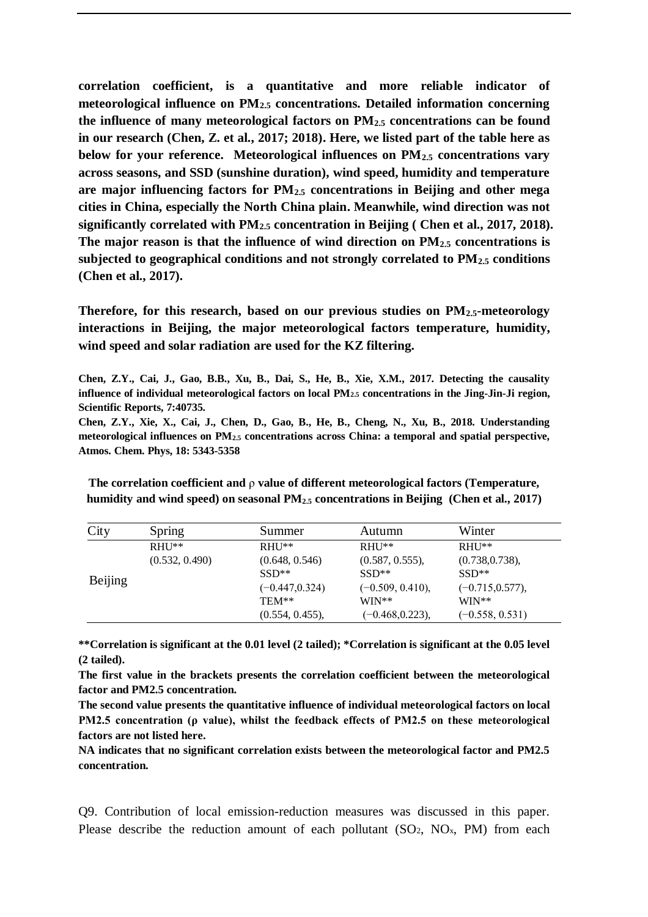**correlation coefficient, is a quantitative and more reliable indicator of meteorological influence on $PM_{2.5}$ concentrations. Detailed information concerning the influence of many meteorological factors on $PM_{2.5}$ concentrations can be found in our research (Chen, Z. et al., 2017; 2018). Here, we listed part of the table here as below for your reference. Meteorological influences on $PM_{2.5}$ concentrations vary across seasons, and SSD (sunshine duration), wind speed, humidity and temperature are major influencing factors for $PM_{2.5}$ concentrations in Beijing and other mega cities in China, especially the North China plain. Meanwhile, wind direction was not significantly correlated with $PM_{2.5}$ concentration in Beijing ( Chen et al., 2017, 2018). The major reason is that the influence of wind direction on $PM_{2.5}$ concentrations is subjected to geographical conditions and not strongly correlated to $PM_{2.5}$ conditions (Chen et al., 2017).**

**Therefore, for this research, based on our previous studies on $PM_{2.5}$-meteorology interactions in Beijing, the major meteorological factors temperature, humidity, wind speed and solar radiation are used for the KZ filtering.**

**Chen, Z.Y., Cai, J., Gao, B.B., Xu, B., Dai, S., He, B., Xie, X.M., 2017. Detecting the causality influence of individual meteorological factors on local $PM_{2.5}$ concentrations in the Jing-Jin-Ji region, Scientific Reports, 7:40735.**

**Chen, Z.Y., Xie, X., Cai, J., Chen, D., Gao, B., He, B., Cheng, N., Xu, B., 2018. Understanding meteorological influences on $PM_{2.5}$ concentrations across China: a temporal and spatial perspective, Atmos. Chem. Phys, 18: 5343-5358**

**The correlation coefficient and ρ value of different meteorological factors (Temperature, humidity and wind speed) on seasonal $PM_{2.5}$ concentrations in Beijing (Chen et al., 2017)**

| City | Spring | Summer | Autumn | Winter |
|---|---|---|---|---|
| Beijing | RHU** (0.532, 0.490) | RHU** (0.648, 0.546) SSD** (−0.447,0.324) TEM** (0.554, 0.455), | RHU** (0.587, 0.555), SSD** (−0.509, 0.410), WIN** (−0.468,0.223), | RHU** (0.738,0.738), SSD** (−0.715,0.577), WIN** (−0.558, 0.531) |

**\*\*Correlation is significant at the 0.01 level (2 tailed); \*Correlation is significant at the 0.05 level (2 tailed).**

**The first value in the brackets presents the correlation coefficient between the meteorological factor and PM2.5 concentration.**

**The second value presents the quantitative influence of individual meteorological factors on local PM2.5 concentration (ρ value), whilst the feedback effects of PM2.5 on these meteorological factors are not listed here.**

**NA indicates that no significant correlation exists between the meteorological factor and PM2.5 concentration.**

Q9. Contribution of local emission-reduction measures was discussed in this paper. Please describe the reduction amount of each pollutant ($SO_2$, $NO_x$, PM) from each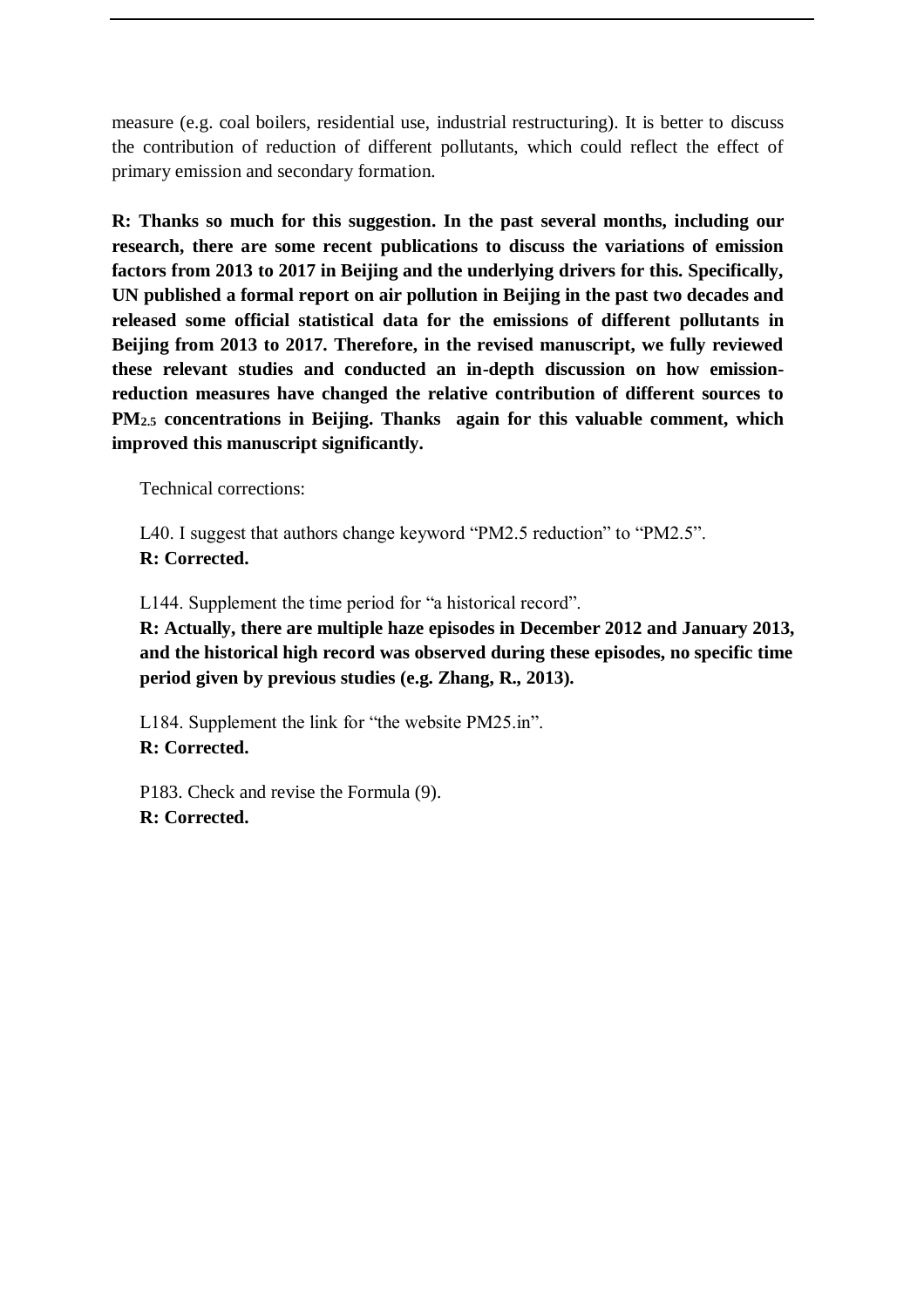measure (e.g. coal boilers, residential use, industrial restructuring). It is better to discuss the contribution of reduction of different pollutants, which could reflect the effect of primary emission and secondary formation.

**R: Thanks so much for this suggestion. In the past several months, including our research, there are some recent publications to discuss the variations of emission factors from 2013 to 2017 in Beijing and the underlying drivers for this. Specifically, UN published a formal report on air pollution in Beijing in the past two decades and released some official statistical data for the emissions of different pollutants in Beijing from 2013 to 2017. Therefore, in the revised manuscript, we fully reviewed these relevant studies and conducted an in-depth discussion on how emission-reduction measures have changed the relative contribution of different sources to $PM_{2.5}$ concentrations in Beijing. Thanks again for this valuable comment, which improved this manuscript significantly.**

Technical corrections:

L40. I suggest that authors change keyword "PM2.5 reduction" to "PM2.5".
**R: Corrected.**

L144. Supplement the time period for "a historical record".
**R: Actually, there are multiple haze episodes in December 2012 and January 2013, and the historical high record was observed during these episodes, no specific time period given by previous studies (e.g. Zhang, R., 2013).**

L184. Supplement the link for "the website PM25.in".
**R: Corrected.**

P183. Check and revise the Formula (9).
**R: Corrected.**